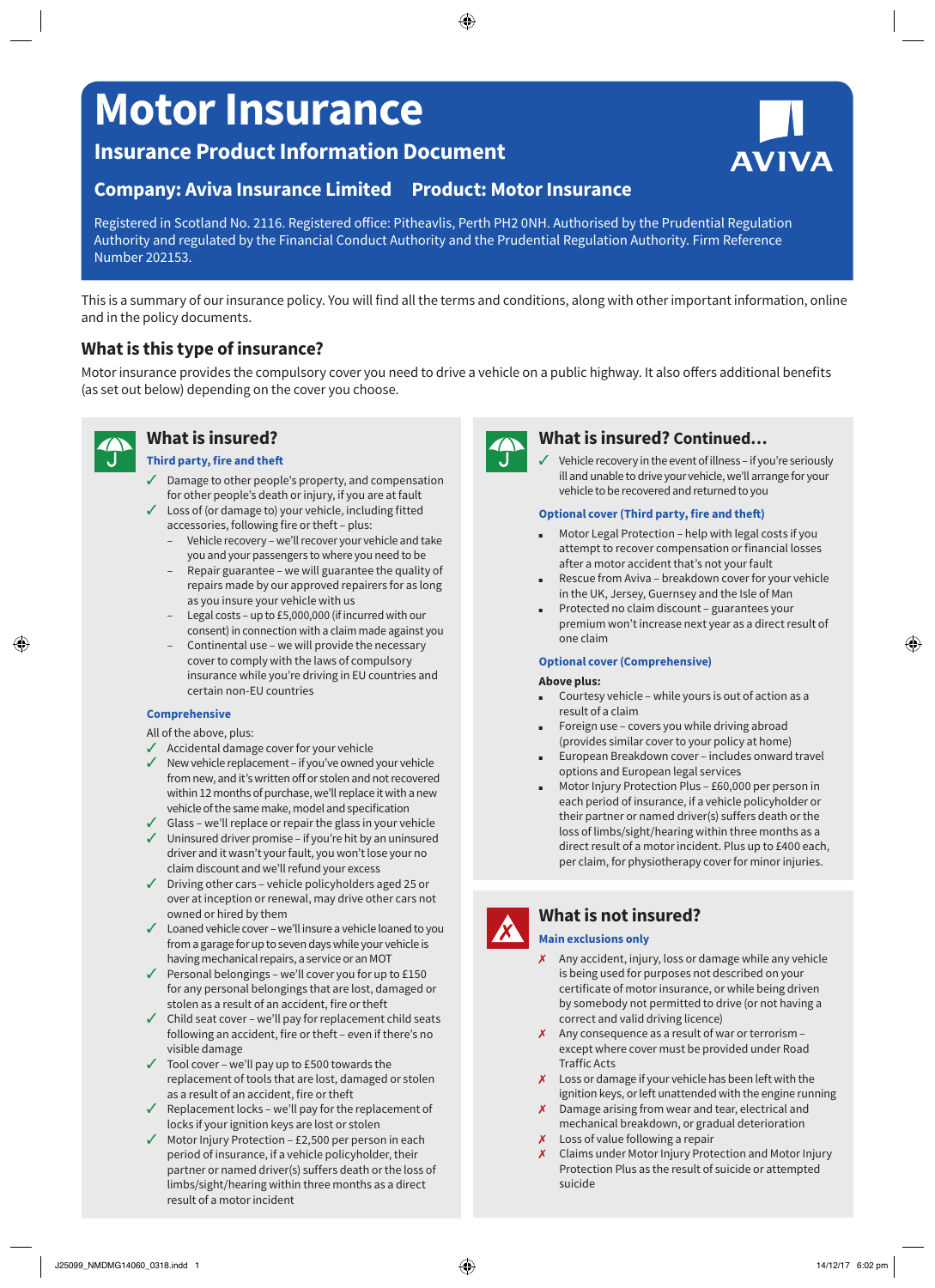# Motor Insurance

## Insurance Product Information Document

**Company: Aviva Insurance Limited** **Product: Motor Insurance**

Registered in Scotland No. 2116. Registered office: Pitheavlis, Perth PH2 0NH. Authorised by the Prudential Regulation Authority and regulated by the Financial Conduct Authority and the Prudential Regulation Authority. Firm Reference Number 202153.

This is a summary of our insurance policy. You will find all the terms and conditions, along with other important information, online and in the policy documents.

## What is this type of insurance?

Motor insurance provides the compulsory cover you need to drive a vehicle on a public highway. It also offers additional benefits (as set out below) depending on the cover you choose.

## What is insured?

### Third party, fire and theft

- ✓ Damage to other people's property, and compensation for other people's death or injury, if you are at fault
- ✓ Loss of (or damage to) your vehicle, including fitted accessories, following fire or theft – plus:
  - Vehicle recovery – we'll recover your vehicle and take you and your passengers to where you need to be
  - Repair guarantee – we will guarantee the quality of repairs made by our approved repairers for as long as you insure your vehicle with us
  - Legal costs – up to £5,000,000 (if incurred with our consent) in connection with a claim made against you
  - Continental use – we will provide the necessary cover to comply with the laws of compulsory insurance while you're driving in EU countries and certain non-EU countries

### Comprehensive

All of the above, plus:

- ✓ Accidental damage cover for your vehicle
- ✓ New vehicle replacement – if you've owned your vehicle from new, and it's written off or stolen and not recovered within 12 months of purchase, we'll replace it with a new vehicle of the same make, model and specification
- ✓ Glass – we'll replace or repair the glass in your vehicle
- ✓ Uninsured driver promise – if you're hit by an uninsured driver and it wasn't your fault, you won't lose your no claim discount and we'll refund your excess
- ✓ Driving other cars – vehicle policyholders aged 25 or over at inception or renewal, may drive other cars not owned or hired by them
- ✓ Loaned vehicle cover – we'll insure a vehicle loaned to you from a garage for up to seven days while your vehicle is having mechanical repairs, a service or an MOT
- ✓ Personal belongings – we'll cover you for up to £150 for any personal belongings that are lost, damaged or stolen as a result of an accident, fire or theft
- ✓ Child seat cover – we'll pay for replacement child seats following an accident, fire or theft – even if there's no visible damage
- ✓ Tool cover – we'll pay up to £500 towards the replacement of tools that are lost, damaged or stolen as a result of an accident, fire or theft
- ✓ Replacement locks – we'll pay for the replacement of locks if your ignition keys are lost or stolen
- ✓ Motor Injury Protection – £2,500 per person in each period of insurance, if a vehicle policyholder, their partner or named driver(s) suffers death or the loss of limbs/sight/hearing within three months as a direct result of a motor incident

## What is insured? Continued...

- ✓ Vehicle recovery in the event of illness – if you're seriously ill and unable to drive your vehicle, we'll arrange for your vehicle to be recovered and returned to you

### Optional cover (Third party, fire and theft)

- Motor Legal Protection – help with legal costs if you attempt to recover compensation or financial losses after a motor accident that's not your fault
- Rescue from Aviva – breakdown cover for your vehicle in the UK, Jersey, Guernsey and the Isle of Man
- Protected no claim discount – guarantees your premium won't increase next year as a direct result of one claim

### Optional cover (Comprehensive)

**Above plus:**

- Courtesy vehicle – while yours is out of action as a result of a claim
- Foreign use – covers you while driving abroad (provides similar cover to your policy at home)
- European Breakdown cover – includes onward travel options and European legal services
- Motor Injury Protection Plus – £60,000 per person in each period of insurance, if a vehicle policyholder or their partner or named driver(s) suffers death or the loss of limbs/sight/hearing within three months as a direct result of a motor incident. Plus up to £400 each, per claim, for physiotherapy cover for minor injuries.

## What is not insured?

### Main exclusions only

- ✗ Any accident, injury, loss or damage while any vehicle is being used for purposes not described on your certificate of motor insurance, or while being driven by somebody not permitted to drive (or not having a correct and valid driving licence)
- ✗ Any consequence as a result of war or terrorism – except where cover must be provided under Road Traffic Acts
- ✗ Loss or damage if your vehicle has been left with the ignition keys, or left unattended with the engine running
- ✗ Damage arising from wear and tear, electrical and mechanical breakdown, or gradual deterioration
- ✗ Loss of value following a repair
- ✗ Claims under Motor Injury Protection and Motor Injury Protection Plus as the result of suicide or attempted suicide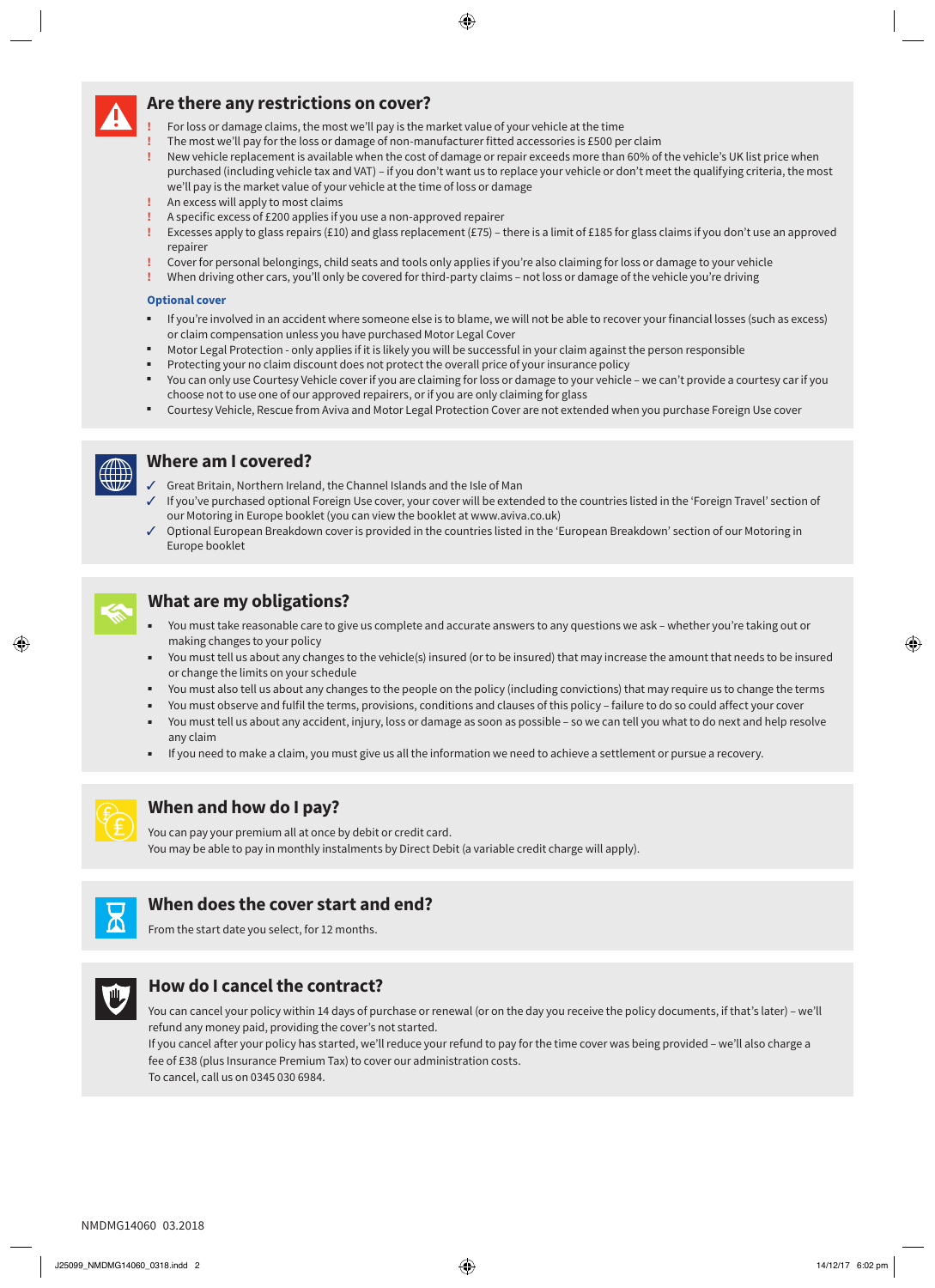## Are there any restrictions on cover?

- ! For loss or damage claims, the most we'll pay is the market value of your vehicle at the time
- ! The most we'll pay for the loss or damage of non-manufacturer fitted accessories is £500 per claim
- ! New vehicle replacement is available when the cost of damage or repair exceeds more than 60% of the vehicle's UK list price when purchased (including vehicle tax and VAT) – if you don't want us to replace your vehicle or don't meet the qualifying criteria, the most we'll pay is the market value of your vehicle at the time of loss or damage
- ! An excess will apply to most claims
- ! A specific excess of £200 applies if you use a non-approved repairer
- ! Excesses apply to glass repairs (£10) and glass replacement (£75) – there is a limit of £185 for glass claims if you don't use an approved repairer
- ! Cover for personal belongings, child seats and tools only applies if you're also claiming for loss or damage to your vehicle
- ! When driving other cars, you'll only be covered for third-party claims – not loss or damage of the vehicle you're driving

**Optional cover**

- If you're involved in an accident where someone else is to blame, we will not be able to recover your financial losses (such as excess) or claim compensation unless you have purchased Motor Legal Cover
- Motor Legal Protection - only applies if it is likely you will be successful in your claim against the person responsible
- Protecting your no claim discount does not protect the overall price of your insurance policy
- You can only use Courtesy Vehicle cover if you are claiming for loss or damage to your vehicle – we can't provide a courtesy car if you choose not to use one of our approved repairers, or if you are only claiming for glass
- Courtesy Vehicle, Rescue from Aviva and Motor Legal Protection Cover are not extended when you purchase Foreign Use cover

## Where am I covered?

- ✓ Great Britain, Northern Ireland, the Channel Islands and the Isle of Man
- ✓ If you've purchased optional Foreign Use cover, your cover will be extended to the countries listed in the 'Foreign Travel' section of our Motoring in Europe booklet (you can view the booklet at www.aviva.co.uk)
- ✓ Optional European Breakdown cover is provided in the countries listed in the 'European Breakdown' section of our Motoring in Europe booklet

## What are my obligations?

- You must take reasonable care to give us complete and accurate answers to any questions we ask – whether you're taking out or making changes to your policy
- You must tell us about any changes to the vehicle(s) insured (or to be insured) that may increase the amount that needs to be insured or change the limits on your schedule
- You must also tell us about any changes to the people on the policy (including convictions) that may require us to change the terms
- You must observe and fulfil the terms, provisions, conditions and clauses of this policy – failure to do so could affect your cover
- You must tell us about any accident, injury, loss or damage as soon as possible – so we can tell you what to do next and help resolve any claim
- If you need to make a claim, you must give us all the information we need to achieve a settlement or pursue a recovery.

## When and how do I pay?

You can pay your premium all at once by debit or credit card.
You may be able to pay in monthly instalments by Direct Debit (a variable credit charge will apply).

## When does the cover start and end?

From the start date you select, for 12 months.

## How do I cancel the contract?

You can cancel your policy within 14 days of purchase or renewal (or on the day you receive the policy documents, if that's later) – we'll refund any money paid, providing the cover's not started.
If you cancel after your policy has started, we'll reduce your refund to pay for the time cover was being provided – we'll also charge a fee of £38 (plus Insurance Premium Tax) to cover our administration costs.
To cancel, call us on 0345 030 6984.

NMDMG14060 03.2018